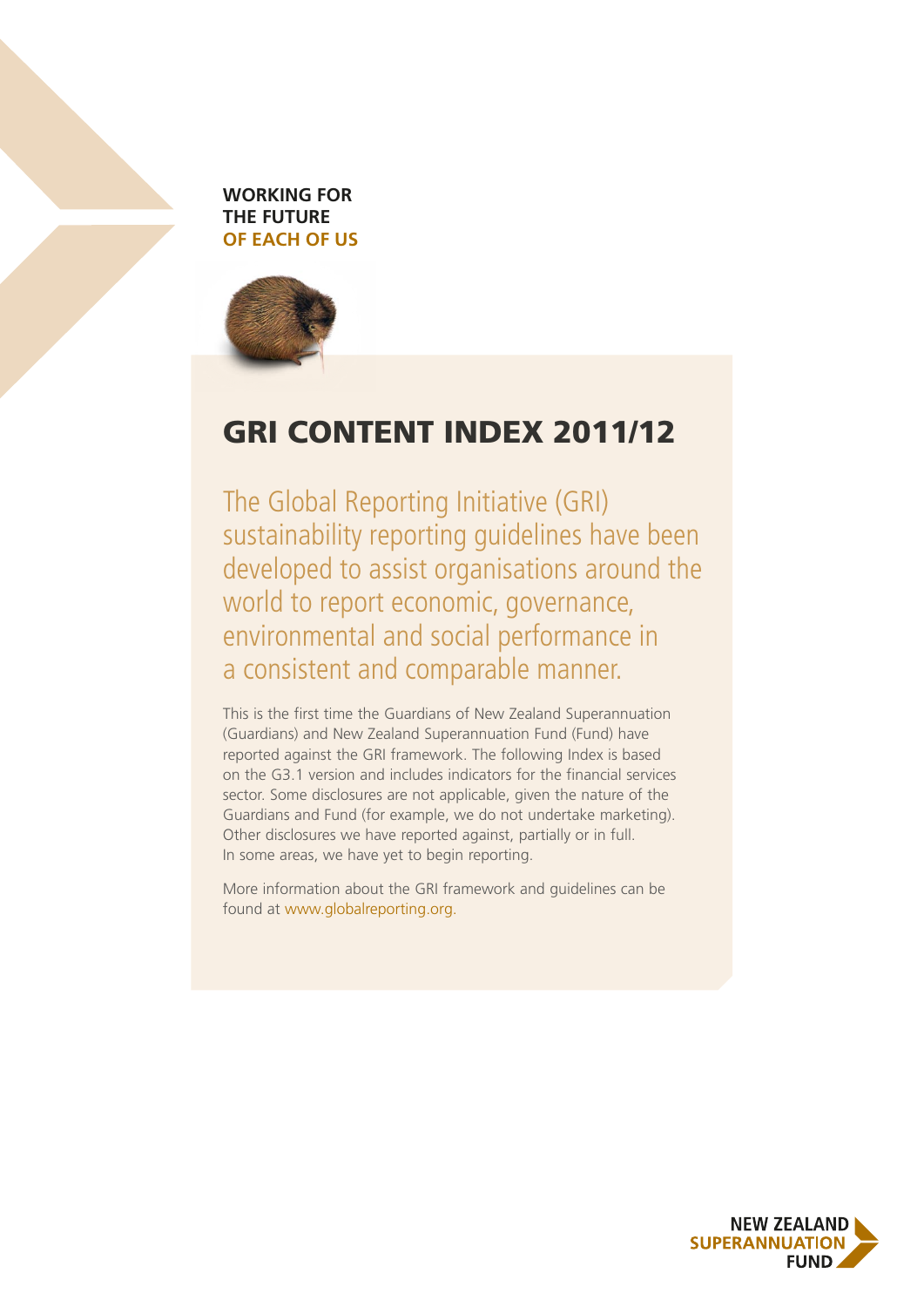**WORKING FOR THE FUTURE OF EACH OF US**

# GRI CONTENT INDEX 2011/12

The Global Reporting Initiative (GRI) sustainability reporting guidelines have been developed to assist organisations around the world to report economic, governance, environmental and social performance in a consistent and comparable manner.

This is the first time the Guardians of New Zealand Superannuation (Guardians) and New Zealand Superannuation Fund (Fund) have reported against the GRI framework. The following Index is based on the G3.1 version and includes indicators for the financial services sector. Some disclosures are not applicable, given the nature of the Guardians and Fund (for example, we do not undertake marketing). Other disclosures we have reported against, partially or in full. In some areas, we have yet to begin reporting.

More information about the GRI framework and guidelines can be found at www.globalreporting.org.

NEW ZEALAND SUPERANNUATION FUND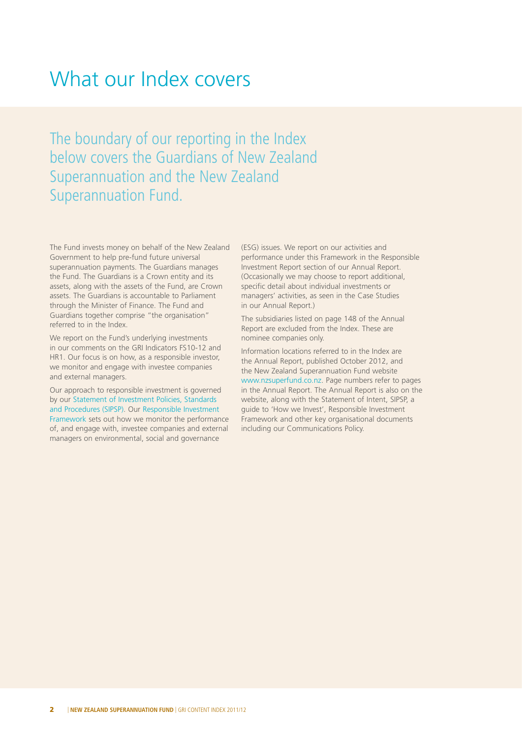# What our Index covers

## The boundary of our reporting in the Index below covers the Guardians of New Zealand Superannuation and the New Zealand Superannuation Fund.

The Fund invests money on behalf of the New Zealand Government to help pre-fund future universal superannuation payments. The Guardians manages the Fund. The Guardians is a Crown entity and its assets, along with the assets of the Fund, are Crown assets. The Guardians is accountable to Parliament through the Minister of Finance. The Fund and Guardians together comprise "the organisation" referred to in the Index.

We report on the Fund's underlying investments in our comments on the GRI Indicators FS10-12 and HR1. Our focus is on how, as a responsible investor, we monitor and engage with investee companies and external managers.

Our approach to responsible investment is governed by our Statement of Investment Policies, Standards and Procedures (SIPSP). Our Responsible Investment Framework sets out how we monitor the performance of, and engage with, investee companies and external managers on environmental, social and governance (ESG) issues. We report on our activities and performance under this Framework in the Responsible Investment Report section of our Annual Report. (Occasionally we may choose to report additional, specific detail about individual investments or managers' activities, as seen in the Case Studies in our Annual Report.)

The subsidiaries listed on page 148 of the Annual Report are excluded from the Index. These are nominee companies only.

Information locations referred to in the Index are the Annual Report, published October 2012, and the New Zealand Superannuation Fund website www.nzsuperfund.co.nz. Page numbers refer to pages in the Annual Report. The Annual Report is also on the website, along with the Statement of Intent, SIPSP, a guide to 'How we Invest', Responsible Investment Framework and other key organisational documents including our Communications Policy.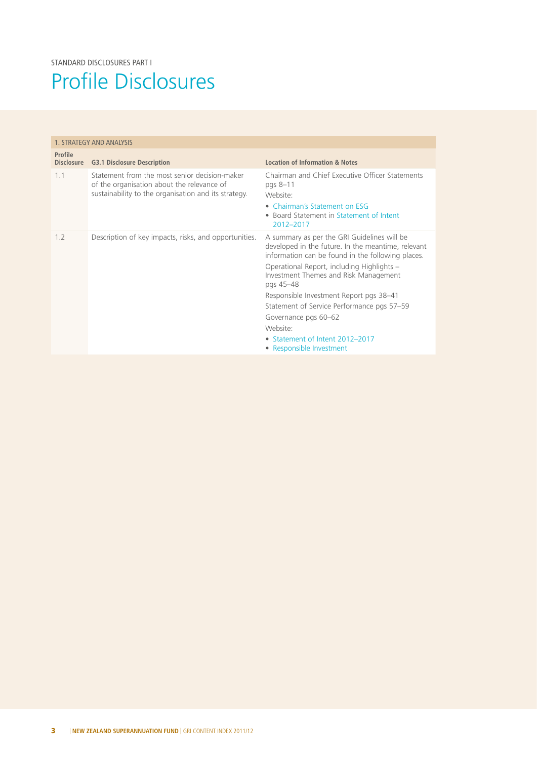STANDARD DISCLOSURES PART I

# Profile Disclosures

| 1. STRATEGY AND ANALYSIS | | |
|---|---|---|
| **Profile Disclosure** | **G3.1 Disclosure Description** | **Location of Information & Notes** |
| 1.1 | Statement from the most senior decision-maker of the organisation about the relevance of sustainability to the organisation and its strategy. | Chairman and Chief Executive Officer Statements pgs 8–11<br>Website:<br>• Chairman's Statement on ESG<br>• Board Statement in Statement of Intent 2012–2017 |
| 1.2 | Description of key impacts, risks, and opportunities. | A summary as per the GRI Guidelines will be developed in the future. In the meantime, relevant information can be found in the following places.<br>Operational Report, including Highlights – Investment Themes and Risk Management pgs 45–48<br>Responsible Investment Report pgs 38–41<br>Statement of Service Performance pgs 57–59<br>Governance pgs 60–62<br>Website:<br>• Statement of Intent 2012–2017<br>• Responsible Investment |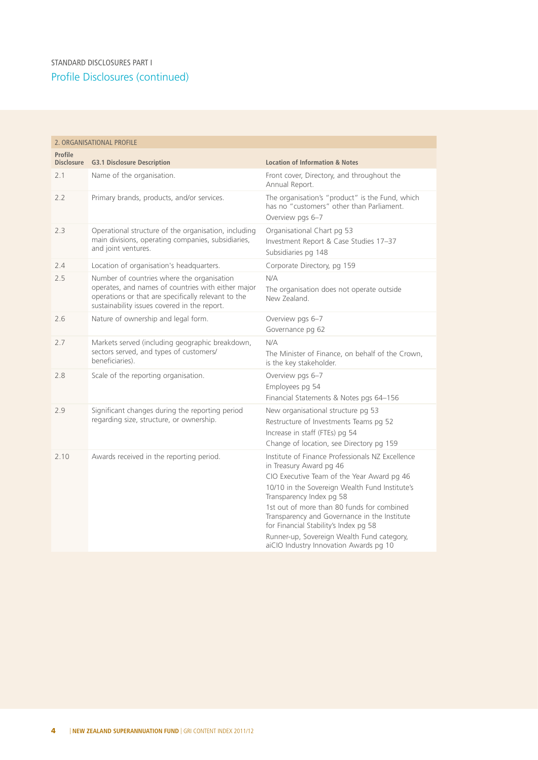STANDARD DISCLOSURES PART I

## Profile Disclosures (continued)

| 2. ORGANISATIONAL PROFILE | | |
|---|---|---|
| **Profile Disclosure** | **G3.1 Disclosure Description** | **Location of Information & Notes** |
| 2.1 | Name of the organisation. | Front cover, Directory, and throughout the Annual Report. |
| 2.2 | Primary brands, products, and/or services. | The organisation's "product" is the Fund, which has no "customers" other than Parliament.<br>Overview pgs 6–7 |
| 2.3 | Operational structure of the organisation, including main divisions, operating companies, subsidiaries, and joint ventures. | Organisational Chart pg 53<br>Investment Report & Case Studies 17–37<br>Subsidiaries pg 148 |
| 2.4 | Location of organisation's headquarters. | Corporate Directory, pg 159 |
| 2.5 | Number of countries where the organisation operates, and names of countries with either major operations or that are specifically relevant to the sustainability issues covered in the report. | N/A<br>The organisation does not operate outside New Zealand. |
| 2.6 | Nature of ownership and legal form. | Overview pgs 6–7<br>Governance pg 62 |
| 2.7 | Markets served (including geographic breakdown, sectors served, and types of customers/ beneficiaries). | N/A<br>The Minister of Finance, on behalf of the Crown, is the key stakeholder. |
| 2.8 | Scale of the reporting organisation. | Overview pgs 6–7<br>Employees pg 54<br>Financial Statements & Notes pgs 64–156 |
| 2.9 | Significant changes during the reporting period regarding size, structure, or ownership. | New organisational structure pg 53<br>Restructure of Investments Teams pg 52<br>Increase in staff (FTEs) pg 54<br>Change of location, see Directory pg 159 |
| 2.10 | Awards received in the reporting period. | Institute of Finance Professionals NZ Excellence in Treasury Award pg 46<br>CIO Executive Team of the Year Award pg 46<br>10/10 in the Sovereign Wealth Fund Institute's Transparency Index pg 58<br>1st out of more than 80 funds for combined Transparency and Governance in the Institute for Financial Stability's Index pg 58<br>Runner-up, Sovereign Wealth Fund category, aiCIO Industry Innovation Awards pg 10 |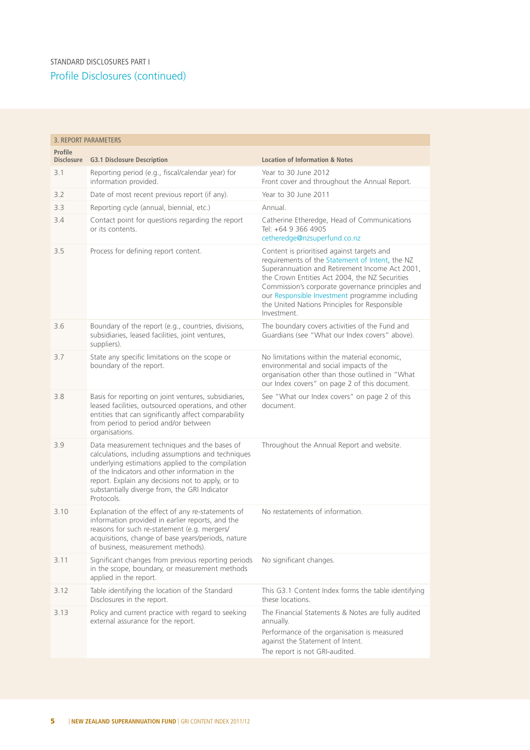STANDARD DISCLOSURES PART I

## Profile Disclosures (continued)

| 3. REPORT PARAMETERS | | |
|---|---|---|
| **Profile Disclosure** | **G3.1 Disclosure Description** | **Location of Information & Notes** |
| 3.1 | Reporting period (e.g., fiscal/calendar year) for information provided. | Year to 30 June 2012<br>Front cover and throughout the Annual Report. |
| 3.2 | Date of most recent previous report (if any). | Year to 30 June 2011 |
| 3.3 | Reporting cycle (annual, biennial, etc.) | Annual. |
| 3.4 | Contact point for questions regarding the report or its contents. | Catherine Etheredge, Head of Communications<br>Tel: +64 9 366 4905<br>cetheredge@nzsuperfund.co.nz |
| 3.5 | Process for defining report content. | Content is prioritised against targets and requirements of the Statement of Intent, the NZ Superannuation and Retirement Income Act 2001, the Crown Entities Act 2004, the NZ Securities Commission's corporate governance principles and our Responsible Investment programme including the United Nations Principles for Responsible Investment. |
| 3.6 | Boundary of the report (e.g., countries, divisions, subsidiaries, leased facilities, joint ventures, suppliers). | The boundary covers activities of the Fund and Guardians (see "What our Index covers" above). |
| 3.7 | State any specific limitations on the scope or boundary of the report. | No limitations within the material economic, environmental and social impacts of the organisation other than those outlined in "What our Index covers" on page 2 of this document. |
| 3.8 | Basis for reporting on joint ventures, subsidiaries, leased facilities, outsourced operations, and other entities that can significantly affect comparability from period to period and/or between organisations. | See "What our Index covers" on page 2 of this document. |
| 3.9 | Data measurement techniques and the bases of calculations, including assumptions and techniques underlying estimations applied to the compilation of the Indicators and other information in the report. Explain any decisions not to apply, or to substantially diverge from, the GRI Indicator Protocols. | Throughout the Annual Report and website. |
| 3.10 | Explanation of the effect of any re-statements of information provided in earlier reports, and the reasons for such re-statement (e.g. mergers/ acquisitions, change of base years/periods, nature of business, measurement methods). | No restatements of information. |
| 3.11 | Significant changes from previous reporting periods in the scope, boundary, or measurement methods applied in the report. | No significant changes. |
| 3.12 | Table identifying the location of the Standard Disclosures in the report. | This G3.1 Content Index forms the table identifying these locations. |
| 3.13 | Policy and current practice with regard to seeking external assurance for the report. | The Financial Statements & Notes are fully audited annually.<br>Performance of the organisation is measured against the Statement of Intent.<br>The report is not GRI-audited. |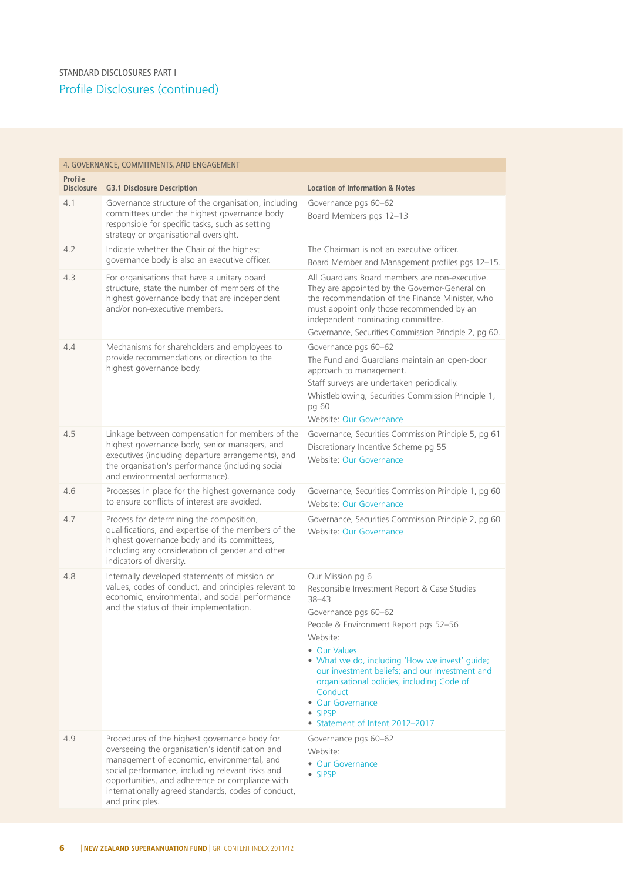STANDARD DISCLOSURES PART I

## Profile Disclosures (continued)

| 4. GOVERNANCE, COMMITMENTS, AND ENGAGEMENT | | |
|---|---|---|
| **Profile Disclosure** | **G3.1 Disclosure Description** | **Location of Information & Notes** |
| 4.1 | Governance structure of the organisation, including committees under the highest governance body responsible for specific tasks, such as setting strategy or organisational oversight. | Governance pgs 60–62<br>Board Members pgs 12–13 |
| 4.2 | Indicate whether the Chair of the highest governance body is also an executive officer. | The Chairman is not an executive officer.<br>Board Member and Management profiles pgs 12–15. |
| 4.3 | For organisations that have a unitary board structure, state the number of members of the highest governance body that are independent and/or non-executive members. | All Guardians Board members are non-executive. They are appointed by the Governor-General on the recommendation of the Finance Minister, who must appoint only those recommended by an independent nominating committee.<br>Governance, Securities Commission Principle 2, pg 60. |
| 4.4 | Mechanisms for shareholders and employees to provide recommendations or direction to the highest governance body. | Governance pgs 60–62<br>The Fund and Guardians maintain an open-door approach to management.<br>Staff surveys are undertaken periodically.<br>Whistleblowing, Securities Commission Principle 1, pg 60<br>Website: Our Governance |
| 4.5 | Linkage between compensation for members of the highest governance body, senior managers, and executives (including departure arrangements), and the organisation's performance (including social and environmental performance). | Governance, Securities Commission Principle 5, pg 61<br>Discretionary Incentive Scheme pg 55<br>Website: Our Governance |
| 4.6 | Processes in place for the highest governance body to ensure conflicts of interest are avoided. | Governance, Securities Commission Principle 1, pg 60<br>Website: Our Governance |
| 4.7 | Process for determining the composition, qualifications, and expertise of the members of the highest governance body and its committees, including any consideration of gender and other indicators of diversity. | Governance, Securities Commission Principle 2, pg 60<br>Website: Our Governance |
| 4.8 | Internally developed statements of mission or values, codes of conduct, and principles relevant to economic, environmental, and social performance and the status of their implementation. | Our Mission pg 6<br>Responsible Investment Report & Case Studies 38–43<br>Governance pgs 60–62<br>People & Environment Report pgs 52–56<br>Website:<br>• Our Values<br>• What we do, including 'How we invest' guide; our investment beliefs; and our investment and organisational policies, including Code of Conduct<br>• Our Governance<br>• SIPSP<br>• Statement of Intent 2012–2017 |
| 4.9 | Procedures of the highest governance body for overseeing the organisation's identification and management of economic, environmental, and social performance, including relevant risks and opportunities, and adherence or compliance with internationally agreed standards, codes of conduct, and principles. | Governance pgs 60–62<br>Website:<br>• Our Governance<br>• SIPSP |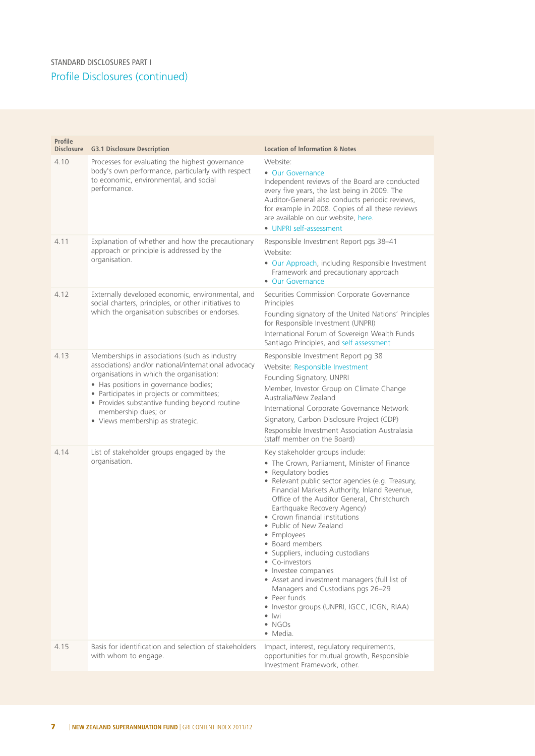STANDARD DISCLOSURES PART I

## Profile Disclosures (continued)

| Profile Disclosure | G3.1 Disclosure Description | Location of Information & Notes |
|---|---|---|
| 4.10 | Processes for evaluating the highest governance body's own performance, particularly with respect to economic, environmental, and social performance. | Website:<br>• Our Governance<br>Independent reviews of the Board are conducted every five years, the last being in 2009. The Auditor-General also conducts periodic reviews, for example in 2008. Copies of all these reviews are available on our website, here.<br>• UNPRI self-assessment |
| 4.11 | Explanation of whether and how the precautionary approach or principle is addressed by the organisation. | Responsible Investment Report pgs 38–41<br>Website:<br>• Our Approach, including Responsible Investment Framework and precautionary approach<br>• Our Governance |
| 4.12 | Externally developed economic, environmental, and social charters, principles, or other initiatives to which the organisation subscribes or endorses. | Securities Commission Corporate Governance Principles<br>Founding signatory of the United Nations' Principles for Responsible Investment (UNPRI)<br>International Forum of Sovereign Wealth Funds Santiago Principles, and self assessment |
| 4.13 | Memberships in associations (such as industry associations) and/or national/international advocacy organisations in which the organisation:<br>• Has positions in governance bodies;<br>• Participates in projects or committees;<br>• Provides substantive funding beyond routine membership dues; or<br>• Views membership as strategic. | Responsible Investment Report pg 38<br>Website: Responsible Investment<br>Founding Signatory, UNPRI<br>Member, Investor Group on Climate Change Australia/New Zealand<br>International Corporate Governance Network<br>Signatory, Carbon Disclosure Project (CDP)<br>Responsible Investment Association Australasia (staff member on the Board) |
| 4.14 | List of stakeholder groups engaged by the organisation. | Key stakeholder groups include:<br>• The Crown, Parliament, Minister of Finance<br>• Regulatory bodies<br>• Relevant public sector agencies (e.g. Treasury, Financial Markets Authority, Inland Revenue, Office of the Auditor General, Christchurch Earthquake Recovery Agency)<br>• Crown financial institutions<br>• Public of New Zealand<br>• Employees<br>• Board members<br>• Suppliers, including custodians<br>• Co-investors<br>• Investee companies<br>• Asset and investment managers (full list of Managers and Custodians pgs 26–29<br>• Peer funds<br>• Investor groups (UNPRI, IGCC, ICGN, RIAA)<br>• Iwi<br>• NGOs<br>• Media. |
| 4.15 | Basis for identification and selection of stakeholders with whom to engage. | Impact, interest, regulatory requirements, opportunities for mutual growth, Responsible Investment Framework, other. |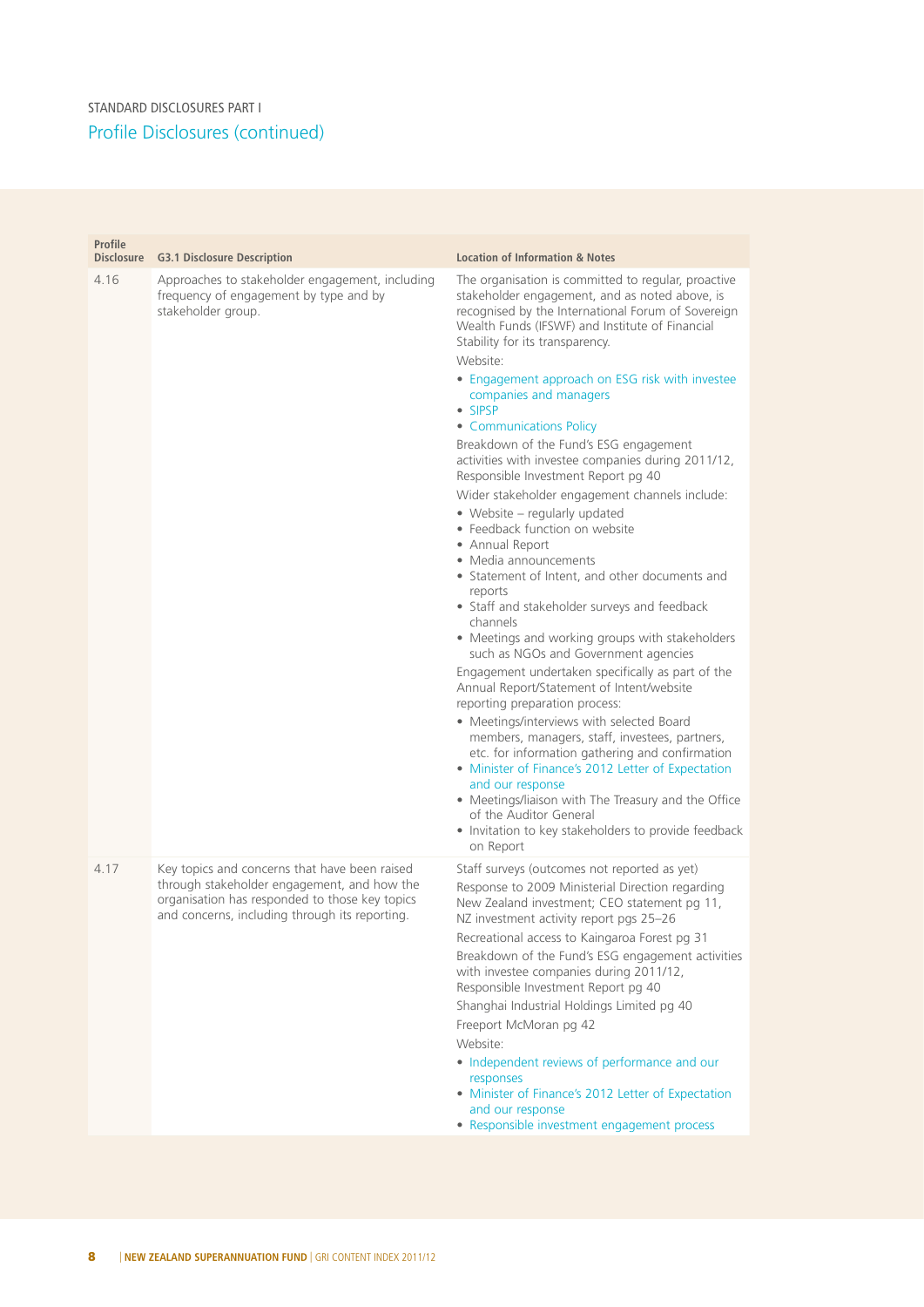STANDARD DISCLOSURES PART I

## Profile Disclosures (continued)

| Profile Disclosure | G3.1 Disclosure Description | Location of Information & Notes |
|---|---|---|
| 4.16 | Approaches to stakeholder engagement, including frequency of engagement by type and by stakeholder group. | The organisation is committed to regular, proactive stakeholder engagement, and as noted above, is recognised by the International Forum of Sovereign Wealth Funds (IFSWF) and Institute of Financial Stability for its transparency.<br><br>Website:<br>• Engagement approach on ESG risk with investee companies and managers<br>• SIPSP<br>• Communications Policy<br><br>Breakdown of the Fund's ESG engagement activities with investee companies during 2011/12, Responsible Investment Report pg 40<br><br>Wider stakeholder engagement channels include:<br>• Website – regularly updated<br>• Feedback function on website<br>• Annual Report<br>• Media announcements<br>• Statement of Intent, and other documents and reports<br>• Staff and stakeholder surveys and feedback channels<br>• Meetings and working groups with stakeholders such as NGOs and Government agencies<br><br>Engagement undertaken specifically as part of the Annual Report/Statement of Intent/website reporting preparation process:<br>• Meetings/interviews with selected Board members, managers, staff, investees, partners, etc. for information gathering and confirmation<br>• Minister of Finance's 2012 Letter of Expectation and our response<br>• Meetings/liaison with The Treasury and the Office of the Auditor General<br>• Invitation to key stakeholders to provide feedback on Report |
| 4.17 | Key topics and concerns that have been raised through stakeholder engagement, and how the organisation has responded to those key topics and concerns, including through its reporting. | Staff surveys (outcomes not reported as yet)<br><br>Response to 2009 Ministerial Direction regarding New Zealand investment; CEO statement pg 11, NZ investment activity report pgs 25–26<br><br>Recreational access to Kaingaroa Forest pg 31<br><br>Breakdown of the Fund's ESG engagement activities with investee companies during 2011/12, Responsible Investment Report pg 40<br><br>Shanghai Industrial Holdings Limited pg 40<br><br>Freeport McMoran pg 42<br><br>Website:<br>• Independent reviews of performance and our responses<br>• Minister of Finance's 2012 Letter of Expectation and our response<br>• Responsible investment engagement process |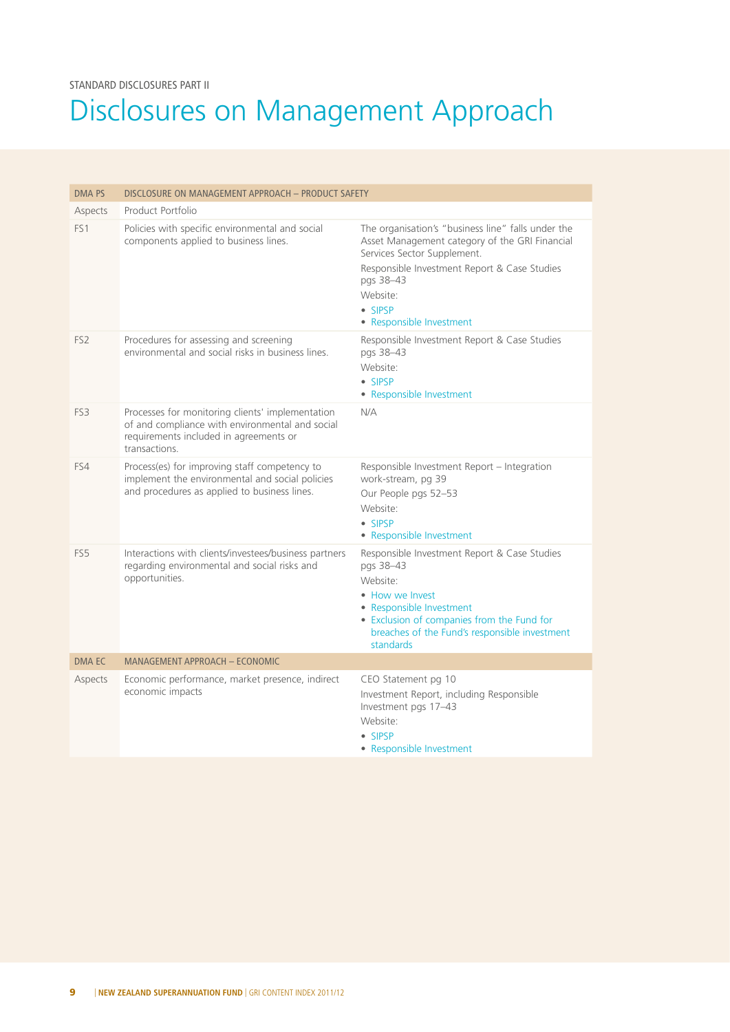STANDARD DISCLOSURES PART II

# Disclosures on Management Approach

| DMA PS | DISCLOSURE ON MANAGEMENT APPROACH – PRODUCT SAFETY | |
|---|---|---|
| Aspects | Product Portfolio | |
| FS1 | Policies with specific environmental and social components applied to business lines. | The organisation's "business line" falls under the Asset Management category of the GRI Financial Services Sector Supplement.<br>Responsible Investment Report & Case Studies pgs 38–43<br>Website:<br>• SIPSP<br>• Responsible Investment |
| FS2 | Procedures for assessing and screening environmental and social risks in business lines. | Responsible Investment Report & Case Studies pgs 38–43<br>Website:<br>• SIPSP<br>• Responsible Investment |
| FS3 | Processes for monitoring clients' implementation of and compliance with environmental and social requirements included in agreements or transactions. | N/A |
| FS4 | Process(es) for improving staff competency to implement the environmental and social policies and procedures as applied to business lines. | Responsible Investment Report – Integration work-stream, pg 39<br>Our People pgs 52–53<br>Website:<br>• SIPSP<br>• Responsible Investment |
| FS5 | Interactions with clients/investees/business partners regarding environmental and social risks and opportunities. | Responsible Investment Report & Case Studies pgs 38–43<br>Website:<br>• How we Invest<br>• Responsible Investment<br>• Exclusion of companies from the Fund for breaches of the Fund's responsible investment standards |
| **DMA EC** | **MANAGEMENT APPROACH – ECONOMIC** | |
| Aspects | Economic performance, market presence, indirect economic impacts | CEO Statement pg 10<br>Investment Report, including Responsible Investment pgs 17–43<br>Website:<br>• SIPSP<br>• Responsible Investment |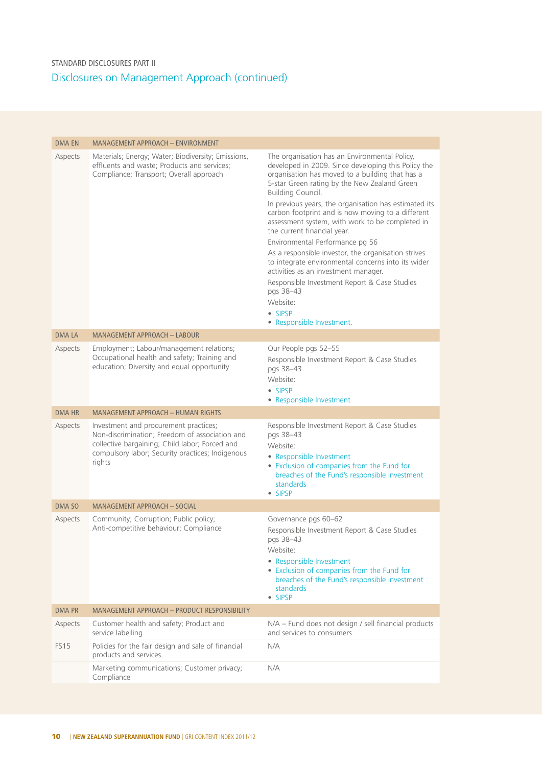STANDARD DISCLOSURES PART II

## Disclosures on Management Approach (continued)

| | | |
|---|---|---|
| DMA EN | MANAGEMENT APPROACH – ENVIRONMENT | |
| Aspects | Materials; Energy; Water; Biodiversity; Emissions, effluents and waste; Products and services; Compliance; Transport; Overall approach | The organisation has an Environmental Policy, developed in 2009. Since developing this Policy the organisation has moved to a building that has a 5-star Green rating by the New Zealand Green Building Council.<br>In previous years, the organisation has estimated its carbon footprint and is now moving to a different assessment system, with work to be completed in the current financial year.<br>Environmental Performance pg 56<br>As a responsible investor, the organisation strives to integrate environmental concerns into its wider activities as an investment manager.<br>Responsible Investment Report & Case Studies pgs 38–43<br>Website:<br>• SIPSP<br>• Responsible Investment. |
| DMA LA | MANAGEMENT APPROACH – LABOUR | |
| Aspects | Employment; Labour/management relations; Occupational health and safety; Training and education; Diversity and equal opportunity | Our People pgs 52–55<br>Responsible Investment Report & Case Studies pgs 38–43<br>Website:<br>• SIPSP<br>• Responsible Investment |
| DMA HR | MANAGEMENT APPROACH – HUMAN RIGHTS | |
| Aspects | Investment and procurement practices; Non-discrimination; Freedom of association and collective bargaining; Child labor; Forced and compulsory labor; Security practices; Indigenous rights | Responsible Investment Report & Case Studies pgs 38–43<br>Website:<br>• Responsible Investment<br>• Exclusion of companies from the Fund for breaches of the Fund's responsible investment standards<br>• SIPSP |
| DMA SO | MANAGEMENT APPROACH – SOCIAL | |
| Aspects | Community; Corruption; Public policy; Anti-competitive behaviour; Compliance | Governance pgs 60–62<br>Responsible Investment Report & Case Studies pgs 38–43<br>Website:<br>• Responsible Investment<br>• Exclusion of companies from the Fund for breaches of the Fund's responsible investment standards<br>• SIPSP |
| DMA PR | MANAGEMENT APPROACH – PRODUCT RESPONSIBILITY | |
| Aspects | Customer health and safety; Product and service labelling | N/A – Fund does not design / sell financial products and services to consumers |
| FS15 | Policies for the fair design and sale of financial products and services. | N/A |
| | Marketing communications; Customer privacy; Compliance | N/A |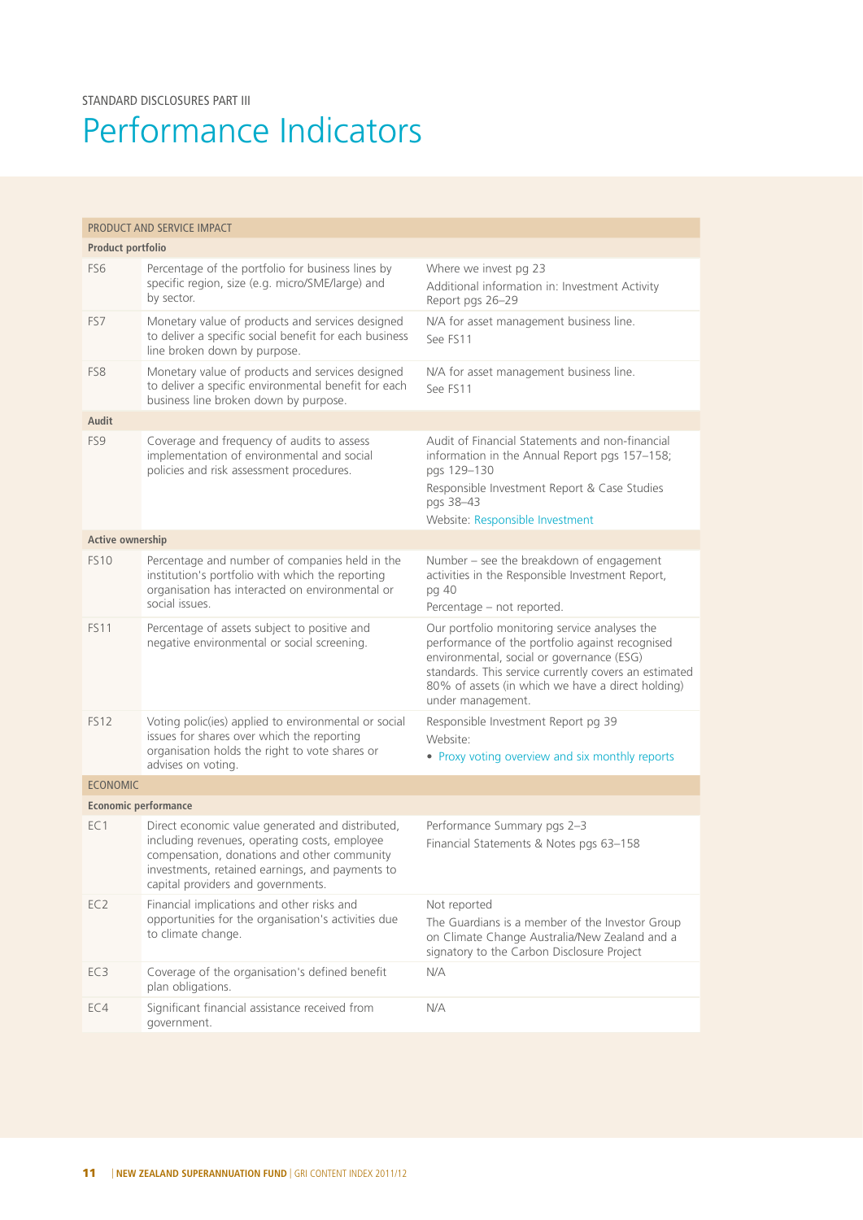STANDARD DISCLOSURES PART III

# Performance Indicators

| PRODUCT AND SERVICE IMPACT | | |
|---|---|---|
| **Product portfolio** | | |
| FS6 | Percentage of the portfolio for business lines by specific region, size (e.g. micro/SME/large) and by sector. | Where we invest pg 23<br>Additional information in: Investment Activity Report pgs 26–29 |
| FS7 | Monetary value of products and services designed to deliver a specific social benefit for each business line broken down by purpose. | N/A for asset management business line.<br>See FS11 |
| FS8 | Monetary value of products and services designed to deliver a specific environmental benefit for each business line broken down by purpose. | N/A for asset management business line.<br>See FS11 |
| **Audit** | | |
| FS9 | Coverage and frequency of audits to assess implementation of environmental and social policies and risk assessment procedures. | Audit of Financial Statements and non-financial information in the Annual Report pgs 157–158; pgs 129–130<br>Responsible Investment Report & Case Studies pgs 38–43<br>Website: Responsible Investment |
| **Active ownership** | | |
| FS10 | Percentage and number of companies held in the institution's portfolio with which the reporting organisation has interacted on environmental or social issues. | Number – see the breakdown of engagement activities in the Responsible Investment Report, pg 40<br>Percentage – not reported. |
| FS11 | Percentage of assets subject to positive and negative environmental or social screening. | Our portfolio monitoring service analyses the performance of the portfolio against recognised environmental, social or governance (ESG) standards. This service currently covers an estimated 80% of assets (in which we have a direct holding) under management. |
| FS12 | Voting polic(ies) applied to environmental or social issues for shares over which the reporting organisation holds the right to vote shares or advises on voting. | Responsible Investment Report pg 39<br>Website:<br>• Proxy voting overview and six monthly reports |
| ECONOMIC | | |
| **Economic performance** | | |
| EC1 | Direct economic value generated and distributed, including revenues, operating costs, employee compensation, donations and other community investments, retained earnings, and payments to capital providers and governments. | Performance Summary pgs 2–3<br>Financial Statements & Notes pgs 63–158 |
| EC2 | Financial implications and other risks and opportunities for the organisation's activities due to climate change. | Not reported<br>The Guardians is a member of the Investor Group on Climate Change Australia/New Zealand and a signatory to the Carbon Disclosure Project |
| EC3 | Coverage of the organisation's defined benefit plan obligations. | N/A |
| EC4 | Significant financial assistance received from government. | N/A |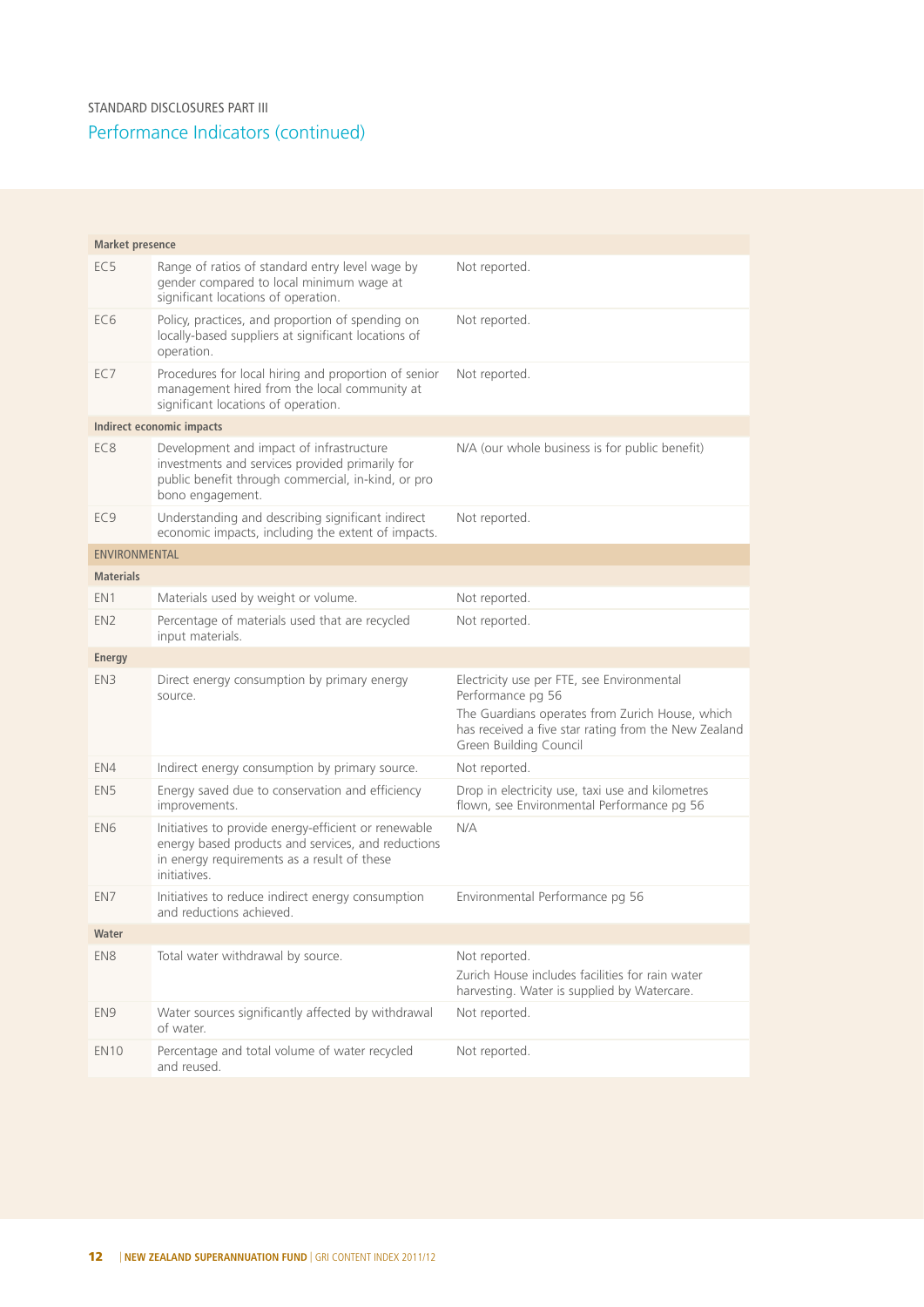STANDARD DISCLOSURES PART III

## Performance Indicators (continued)

| | | |
|---|---|---|
| **Market presence** | | |
| EC5 | Range of ratios of standard entry level wage by gender compared to local minimum wage at significant locations of operation. | Not reported. |
| EC6 | Policy, practices, and proportion of spending on locally-based suppliers at significant locations of operation. | Not reported. |
| EC7 | Procedures for local hiring and proportion of senior management hired from the local community at significant locations of operation. | Not reported. |
| **Indirect economic impacts** | | |
| EC8 | Development and impact of infrastructure investments and services provided primarily for public benefit through commercial, in-kind, or pro bono engagement. | N/A (our whole business is for public benefit) |
| EC9 | Understanding and describing significant indirect economic impacts, including the extent of impacts. | Not reported. |
| ENVIRONMENTAL | | |
| **Materials** | | |
| EN1 | Materials used by weight or volume. | Not reported. |
| EN2 | Percentage of materials used that are recycled input materials. | Not reported. |
| **Energy** | | |
| EN3 | Direct energy consumption by primary energy source. | Electricity use per FTE, see Environmental Performance pg 56<br>The Guardians operates from Zurich House, which has received a five star rating from the New Zealand Green Building Council |
| EN4 | Indirect energy consumption by primary source. | Not reported. |
| EN5 | Energy saved due to conservation and efficiency improvements. | Drop in electricity use, taxi use and kilometres flown, see Environmental Performance pg 56 |
| EN6 | Initiatives to provide energy-efficient or renewable energy based products and services, and reductions in energy requirements as a result of these initiatives. | N/A |
| EN7 | Initiatives to reduce indirect energy consumption and reductions achieved. | Environmental Performance pg 56 |
| **Water** | | |
| EN8 | Total water withdrawal by source. | Not reported.<br>Zurich House includes facilities for rain water harvesting. Water is supplied by Watercare. |
| EN9 | Water sources significantly affected by withdrawal of water. | Not reported. |
| EN10 | Percentage and total volume of water recycled and reused. | Not reported. |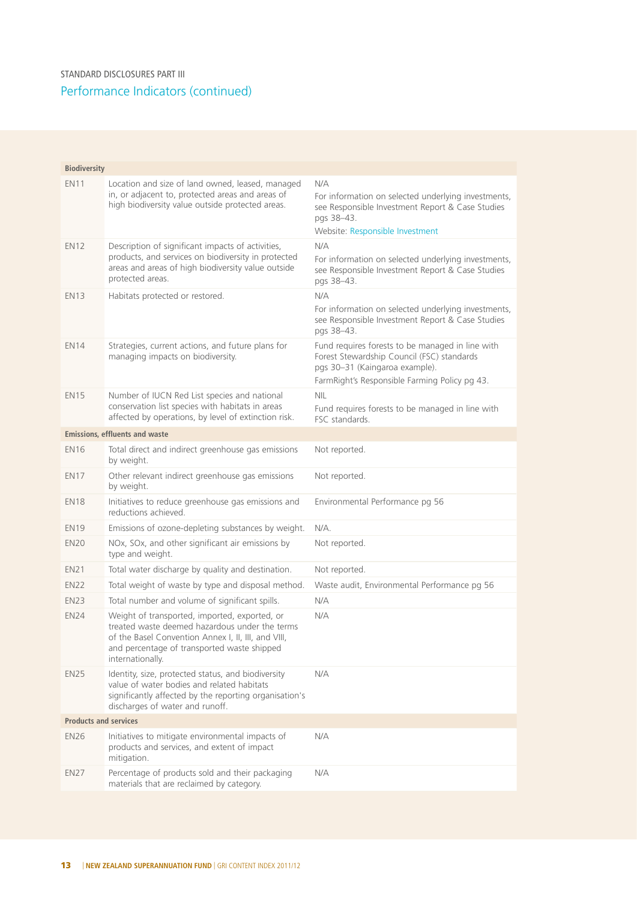STANDARD DISCLOSURES PART III

## Performance Indicators (continued)

| | | |
|---|---|---|
| **Biodiversity** | | |
| EN11 | Location and size of land owned, leased, managed in, or adjacent to, protected areas and areas of high biodiversity value outside protected areas. | N/A<br>For information on selected underlying investments, see Responsible Investment Report & Case Studies pgs 38–43.<br>Website: Responsible Investment |
| EN12 | Description of significant impacts of activities, products, and services on biodiversity in protected areas and areas of high biodiversity value outside protected areas. | N/A<br>For information on selected underlying investments, see Responsible Investment Report & Case Studies pgs 38–43. |
| EN13 | Habitats protected or restored. | N/A<br>For information on selected underlying investments, see Responsible Investment Report & Case Studies pgs 38–43. |
| EN14 | Strategies, current actions, and future plans for managing impacts on biodiversity. | Fund requires forests to be managed in line with Forest Stewardship Council (FSC) standards pgs 30–31 (Kaingaroa example).<br>FarmRight's Responsible Farming Policy pg 43. |
| EN15 | Number of IUCN Red List species and national conservation list species with habitats in areas affected by operations, by level of extinction risk. | NIL<br>Fund requires forests to be managed in line with FSC standards. |
| **Emissions, effluents and waste** | | |
| EN16 | Total direct and indirect greenhouse gas emissions by weight. | Not reported. |
| EN17 | Other relevant indirect greenhouse gas emissions by weight. | Not reported. |
| EN18 | Initiatives to reduce greenhouse gas emissions and reductions achieved. | Environmental Performance pg 56 |
| EN19 | Emissions of ozone-depleting substances by weight. | N/A. |
| EN20 | NOx, SOx, and other significant air emissions by type and weight. | Not reported. |
| EN21 | Total water discharge by quality and destination. | Not reported. |
| EN22 | Total weight of waste by type and disposal method. | Waste audit, Environmental Performance pg 56 |
| EN23 | Total number and volume of significant spills. | N/A |
| EN24 | Weight of transported, imported, exported, or treated waste deemed hazardous under the terms of the Basel Convention Annex I, II, III, and VIII, and percentage of transported waste shipped internationally. | N/A |
| EN25 | Identity, size, protected status, and biodiversity value of water bodies and related habitats significantly affected by the reporting organisation's discharges of water and runoff. | N/A |
| **Products and services** | | |
| EN26 | Initiatives to mitigate environmental impacts of products and services, and extent of impact mitigation. | N/A |
| EN27 | Percentage of products sold and their packaging materials that are reclaimed by category. | N/A |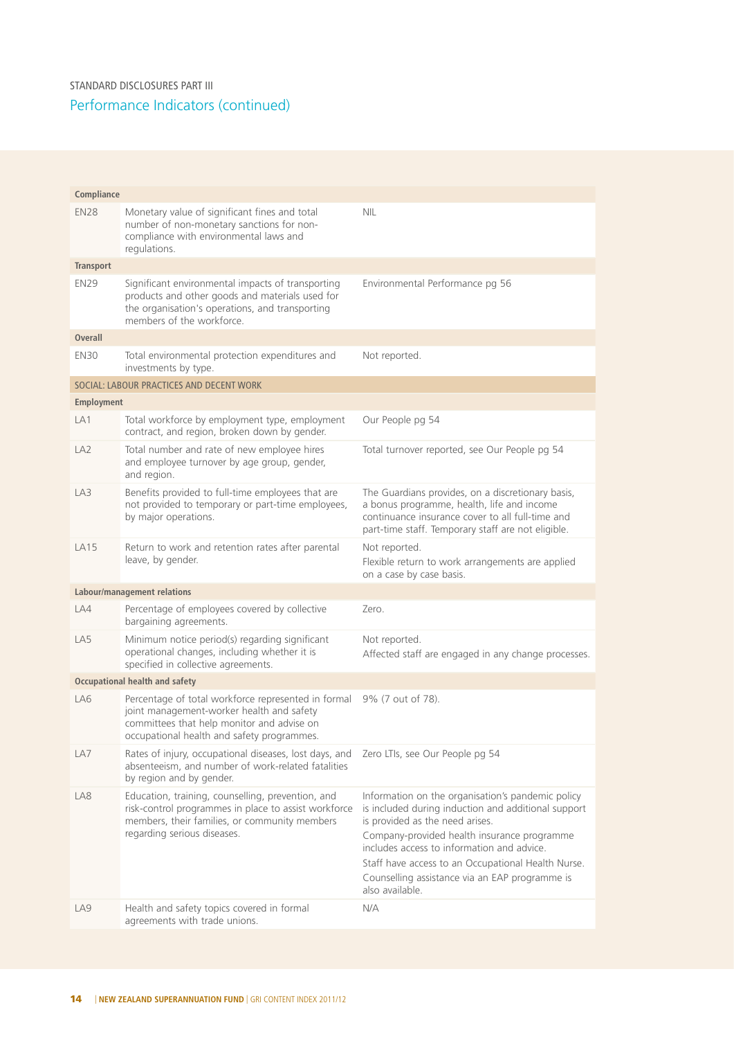STANDARD DISCLOSURES PART III

## Performance Indicators (continued)

| | | |
|---|---|---|
| **Compliance** | | |
| EN28 | Monetary value of significant fines and total number of non-monetary sanctions for non-compliance with environmental laws and regulations. | NIL |
| **Transport** | | |
| EN29 | Significant environmental impacts of transporting products and other goods and materials used for the organisation's operations, and transporting members of the workforce. | Environmental Performance pg 56 |
| **Overall** | | |
| EN30 | Total environmental protection expenditures and investments by type. | Not reported. |
| SOCIAL: LABOUR PRACTICES AND DECENT WORK | | |
| **Employment** | | |
| LA1 | Total workforce by employment type, employment contract, and region, broken down by gender. | Our People pg 54 |
| LA2 | Total number and rate of new employee hires and employee turnover by age group, gender, and region. | Total turnover reported, see Our People pg 54 |
| LA3 | Benefits provided to full-time employees that are not provided to temporary or part-time employees, by major operations. | The Guardians provides, on a discretionary basis, a bonus programme, health, life and income continuance insurance cover to all full-time and part-time staff. Temporary staff are not eligible. |
| LA15 | Return to work and retention rates after parental leave, by gender. | Not reported.<br>Flexible return to work arrangements are applied on a case by case basis. |
| **Labour/management relations** | | |
| LA4 | Percentage of employees covered by collective bargaining agreements. | Zero. |
| LA5 | Minimum notice period(s) regarding significant operational changes, including whether it is specified in collective agreements. | Not reported.<br>Affected staff are engaged in any change processes. |
| **Occupational health and safety** | | |
| LA6 | Percentage of total workforce represented in formal joint management-worker health and safety committees that help monitor and advise on occupational health and safety programmes. | 9% (7 out of 78). |
| LA7 | Rates of injury, occupational diseases, lost days, and absenteeism, and number of work-related fatalities by region and by gender. | Zero LTIs, see Our People pg 54 |
| LA8 | Education, training, counselling, prevention, and risk-control programmes in place to assist workforce members, their families, or community members regarding serious diseases. | Information on the organisation's pandemic policy is included during induction and additional support is provided as the need arises.<br>Company-provided health insurance programme includes access to information and advice.<br>Staff have access to an Occupational Health Nurse.<br>Counselling assistance via an EAP programme is also available. |
| LA9 | Health and safety topics covered in formal agreements with trade unions. | N/A |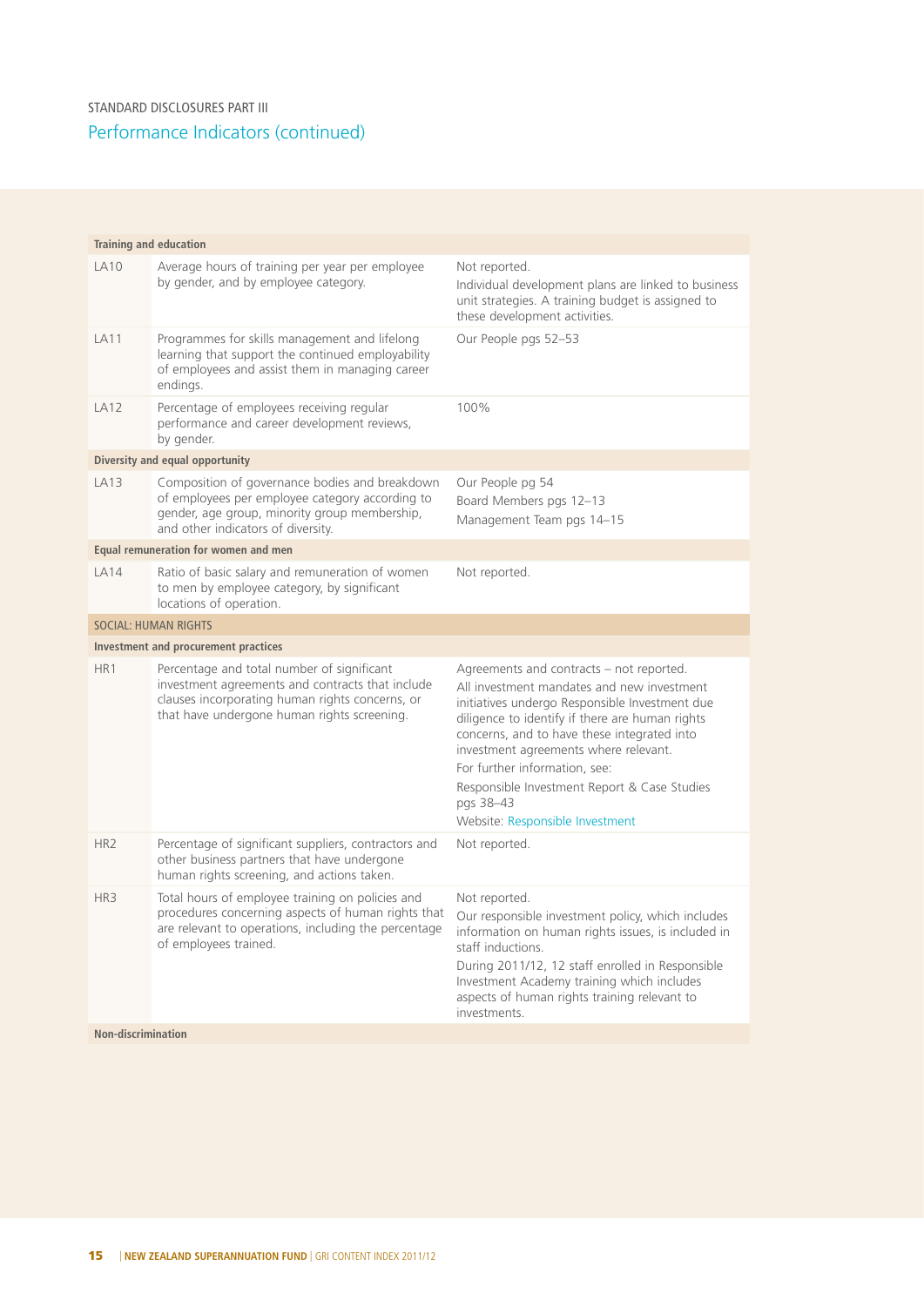STANDARD DISCLOSURES PART III

## Performance Indicators (continued)

| | | |
|---|---|---|
| **Training and education** | | |
| LA10 | Average hours of training per year per employee by gender, and by employee category. | Not reported.<br>Individual development plans are linked to business unit strategies. A training budget is assigned to these development activities. |
| LA11 | Programmes for skills management and lifelong learning that support the continued employability of employees and assist them in managing career endings. | Our People pgs 52–53 |
| LA12 | Percentage of employees receiving regular performance and career development reviews, by gender. | 100% |
| **Diversity and equal opportunity** | | |
| LA13 | Composition of governance bodies and breakdown of employees per employee category according to gender, age group, minority group membership, and other indicators of diversity. | Our People pg 54<br>Board Members pgs 12–13<br>Management Team pgs 14–15 |
| **Equal remuneration for women and men** | | |
| LA14 | Ratio of basic salary and remuneration of women to men by employee category, by significant locations of operation. | Not reported. |
| SOCIAL: HUMAN RIGHTS | | |
| **Investment and procurement practices** | | |
| HR1 | Percentage and total number of significant investment agreements and contracts that include clauses incorporating human rights concerns, or that have undergone human rights screening. | Agreements and contracts – not reported.<br>All investment mandates and new investment initiatives undergo Responsible Investment due diligence to identify if there are human rights concerns, and to have these integrated into investment agreements where relevant.<br>For further information, see:<br>Responsible Investment Report & Case Studies pgs 38–43<br>Website: Responsible Investment |
| HR2 | Percentage of significant suppliers, contractors and other business partners that have undergone human rights screening, and actions taken. | Not reported. |
| HR3 | Total hours of employee training on policies and procedures concerning aspects of human rights that are relevant to operations, including the percentage of employees trained. | Not reported.<br>Our responsible investment policy, which includes information on human rights issues, is included in staff inductions.<br>During 2011/12, 12 staff enrolled in Responsible Investment Academy training which includes aspects of human rights training relevant to investments. |
| **Non-discrimination** | | |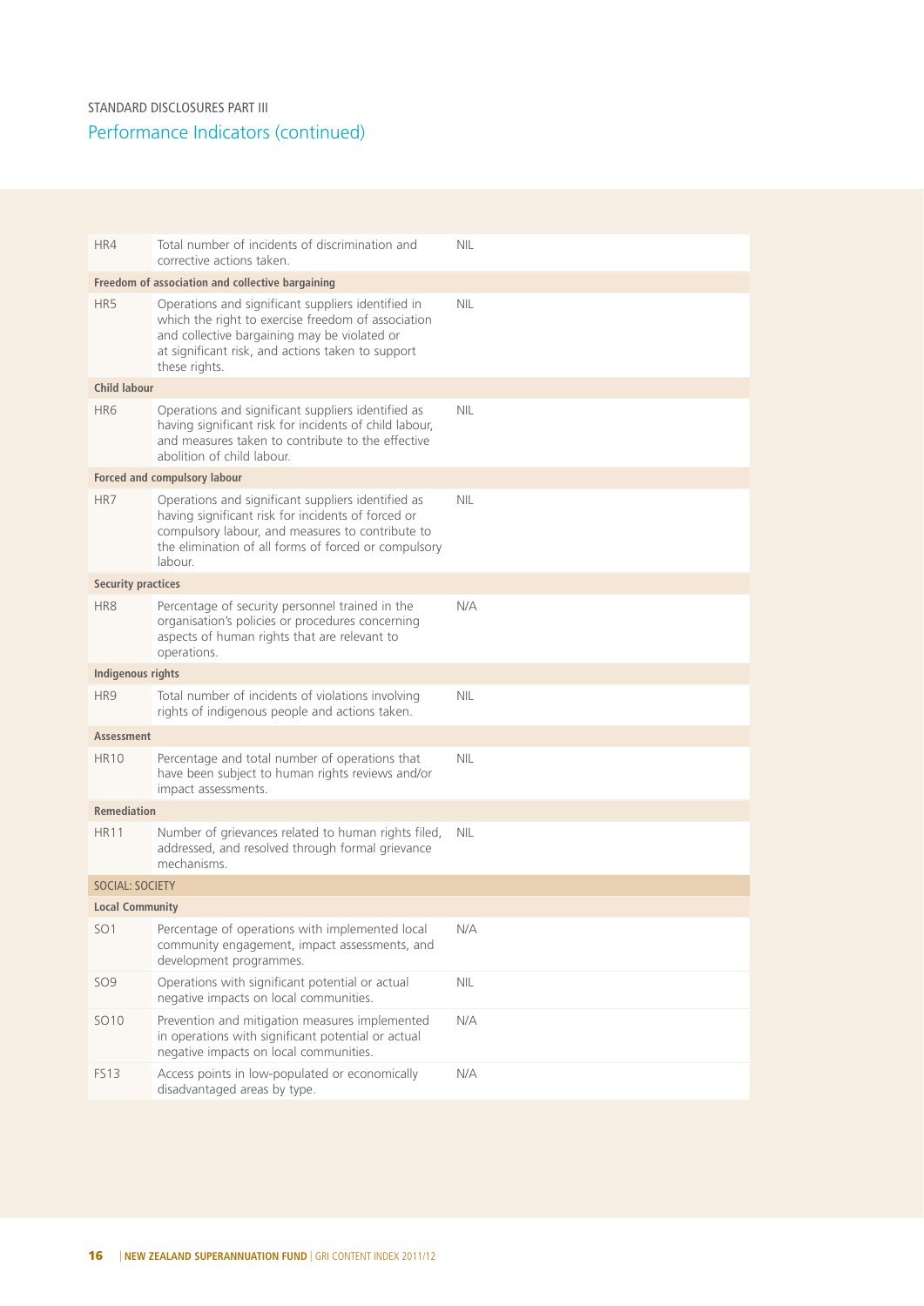STANDARD DISCLOSURES PART III

## Performance Indicators (continued)

| | | |
|---|---|---|
| HR4 | Total number of incidents of discrimination and corrective actions taken. | NIL |
| **Freedom of association and collective bargaining** | | |
| HR5 | Operations and significant suppliers identified in which the right to exercise freedom of association and collective bargaining may be violated or at significant risk, and actions taken to support these rights. | NIL |
| **Child labour** | | |
| HR6 | Operations and significant suppliers identified as having significant risk for incidents of child labour, and measures taken to contribute to the effective abolition of child labour. | NIL |
| **Forced and compulsory labour** | | |
| HR7 | Operations and significant suppliers identified as having significant risk for incidents of forced or compulsory labour, and measures to contribute to the elimination of all forms of forced or compulsory labour. | NIL |
| **Security practices** | | |
| HR8 | Percentage of security personnel trained in the organisation's policies or procedures concerning aspects of human rights that are relevant to operations. | N/A |
| **Indigenous rights** | | |
| HR9 | Total number of incidents of violations involving rights of indigenous people and actions taken. | NIL |
| **Assessment** | | |
| HR10 | Percentage and total number of operations that have been subject to human rights reviews and/or impact assessments. | NIL |
| **Remediation** | | |
| HR11 | Number of grievances related to human rights filed, addressed, and resolved through formal grievance mechanisms. | NIL |
| SOCIAL: SOCIETY | | |
| **Local Community** | | |
| SO1 | Percentage of operations with implemented local community engagement, impact assessments, and development programmes. | N/A |
| SO9 | Operations with significant potential or actual negative impacts on local communities. | NIL |
| SO10 | Prevention and mitigation measures implemented in operations with significant potential or actual negative impacts on local communities. | N/A |
| FS13 | Access points in low-populated or economically disadvantaged areas by type. | N/A |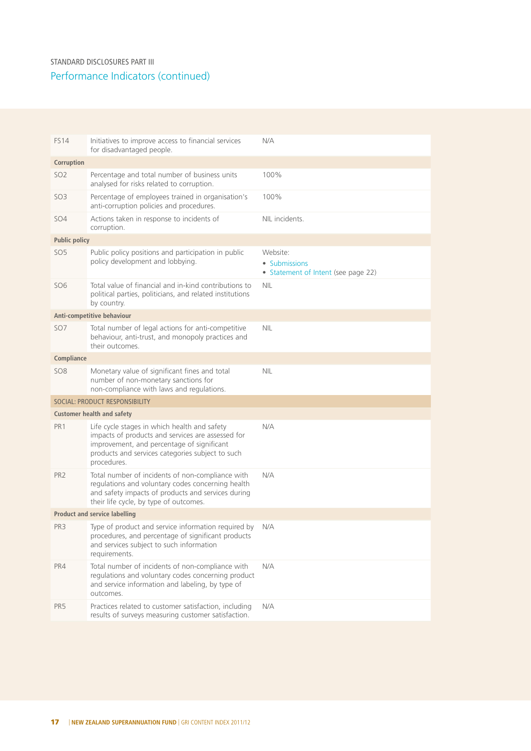STANDARD DISCLOSURES PART III

## Performance Indicators (continued)

| | | |
|---|---|---|
| FS14 | Initiatives to improve access to financial services for disadvantaged people. | N/A |
| **Corruption** | | |
| SO2 | Percentage and total number of business units analysed for risks related to corruption. | 100% |
| SO3 | Percentage of employees trained in organisation's anti-corruption policies and procedures. | 100% |
| SO4 | Actions taken in response to incidents of corruption. | NIL incidents. |
| **Public policy** | | |
| SO5 | Public policy positions and participation in public policy development and lobbying. | Website:<br>• Submissions<br>• Statement of Intent (see page 22) |
| SO6 | Total value of financial and in-kind contributions to political parties, politicians, and related institutions by country. | NIL |
| **Anti-competitive behaviour** | | |
| SO7 | Total number of legal actions for anti-competitive behaviour, anti-trust, and monopoly practices and their outcomes. | NIL |
| **Compliance** | | |
| SO8 | Monetary value of significant fines and total number of non-monetary sanctions for non-compliance with laws and regulations. | NIL |
| SOCIAL: PRODUCT RESPONSIBILITY | | |
| **Customer health and safety** | | |
| PR1 | Life cycle stages in which health and safety impacts of products and services are assessed for improvement, and percentage of significant products and services categories subject to such procedures. | N/A |
| PR2 | Total number of incidents of non-compliance with regulations and voluntary codes concerning health and safety impacts of products and services during their life cycle, by type of outcomes. | N/A |
| **Product and service labelling** | | |
| PR3 | Type of product and service information required by procedures, and percentage of significant products and services subject to such information requirements. | N/A |
| PR4 | Total number of incidents of non-compliance with regulations and voluntary codes concerning product and service information and labeling, by type of outcomes. | N/A |
| PR5 | Practices related to customer satisfaction, including results of surveys measuring customer satisfaction. | N/A |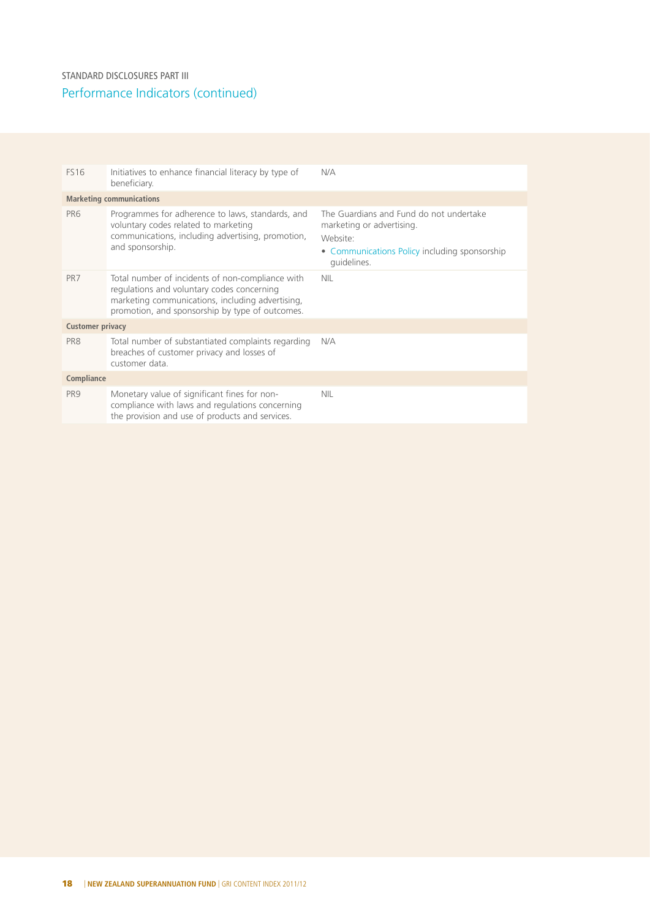STANDARD DISCLOSURES PART III

## Performance Indicators (continued)

| | | |
|---|---|---|
| FS16 | Initiatives to enhance financial literacy by type of beneficiary. | N/A |
| **Marketing communications** | | |
| PR6 | Programmes for adherence to laws, standards, and voluntary codes related to marketing communications, including advertising, promotion, and sponsorship. | The Guardians and Fund do not undertake marketing or advertising. Website: • Communications Policy including sponsorship guidelines. |
| PR7 | Total number of incidents of non-compliance with regulations and voluntary codes concerning marketing communications, including advertising, promotion, and sponsorship by type of outcomes. | NIL |
| **Customer privacy** | | |
| PR8 | Total number of substantiated complaints regarding breaches of customer privacy and losses of customer data. | N/A |
| **Compliance** | | |
| PR9 | Monetary value of significant fines for non-compliance with laws and regulations concerning the provision and use of products and services. | NIL |